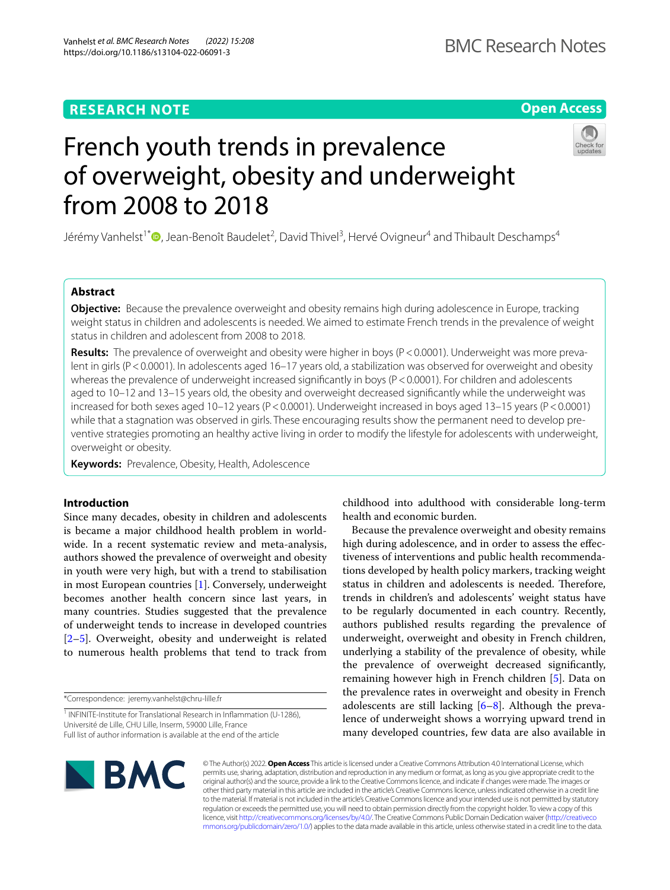RESEARCH NOTE

Open Access

# French youth trends in prevalence of overweight, obesity and underweight from 2008 to 2018

Jérémy Vanhelst[1*], Jean-Benoît Baudelet[2], David Thivel[3], Hervé Ovigneur[4] and Thibault Deschamps[4]

## Abstract

**Objective:** Because the prevalence overweight and obesity remains high during adolescence in Europe, tracking weight status in children and adolescents is needed. We aimed to estimate French trends in the prevalence of weight status in children and adolescent from 2008 to 2018.

**Results:** The prevalence of overweight and obesity were higher in boys ($P < 0.0001$). Underweight was more prevalent in girls ($P < 0.0001$). In adolescents aged 16–17 years old, a stabilization was observed for overweight and obesity whereas the prevalence of underweight increased significantly in boys ($P < 0.0001$). For children and adolescents aged to 10–12 and 13–15 years old, the obesity and overweight decreased significantly while the underweight was increased for both sexes aged 10–12 years ($P < 0.0001$). Underweight increased in boys aged 13–15 years ($P < 0.0001$) while that a stagnation was observed in girls. These encouraging results show the permanent need to develop preventive strategies promoting an healthy active living in order to modify the lifestyle for adolescents with underweight, overweight or obesity.

**Keywords:** Prevalence, Obesity, Health, Adolescence

## Introduction

Since many decades, obesity in children and adolescents is became a major childhood health problem in worldwide. In a recent systematic review and meta-analysis, authors showed the prevalence of overweight and obesity in youth were very high, but with a trend to stabilisation in most European countries [1]. Conversely, underweight becomes another health concern since last years, in many countries. Studies suggested that the prevalence of underweight tends to increase in developed countries [2–5]. Overweight, obesity and underweight is related to numerous health problems that tend to track from childhood into adulthood with considerable long-term health and economic burden.

Because the prevalence overweight and obesity remains high during adolescence, and in order to assess the effectiveness of interventions and public health recommendations developed by health policy markers, tracking weight status in children and adolescents is needed. Therefore, trends in children's and adolescents' weight status have to be regularly documented in each country. Recently, authors published results regarding the prevalence of underweight, overweight and obesity in French children, underlying a stability of the prevalence of obesity, while the prevalence of overweight decreased significantly, remaining however high in French children [5]. Data on the prevalence rates in overweight and obesity in French adolescents are still lacking [6–8]. Although the prevalence of underweight shows a worrying upward trend in many developed countries, few data are also available in

*Correspondence: jeremy.vanhelst@chru-lille.fr

[1] INFINITE-Institute for Translational Research in Inflammation (U-1286), Université de Lille, CHU Lille, Inserm, 59000 Lille, France

Full list of author information is available at the end of the article

© The Author(s) 2022. **Open Access** This article is licensed under a Creative Commons Attribution 4.0 International License, which permits use, sharing, adaptation, distribution and reproduction in any medium or format, as long as you give appropriate credit to the original author(s) and the source, provide a link to the Creative Commons licence, and indicate if changes were made. The images or other third party material in this article are included in the article's Creative Commons licence, unless indicated otherwise in a credit line to the material. If material is not included in the article's Creative Commons licence and your intended use is not permitted by statutory regulation or exceeds the permitted use, you will need to obtain permission directly from the copyright holder. To view a copy of this licence, visit http://creativecommons.org/licenses/by/4.0/. The Creative Commons Public Domain Dedication waiver (http://creativecommons.org/publicdomain/zero/1.0/) applies to the data made available in this article, unless otherwise stated in a credit line to the data.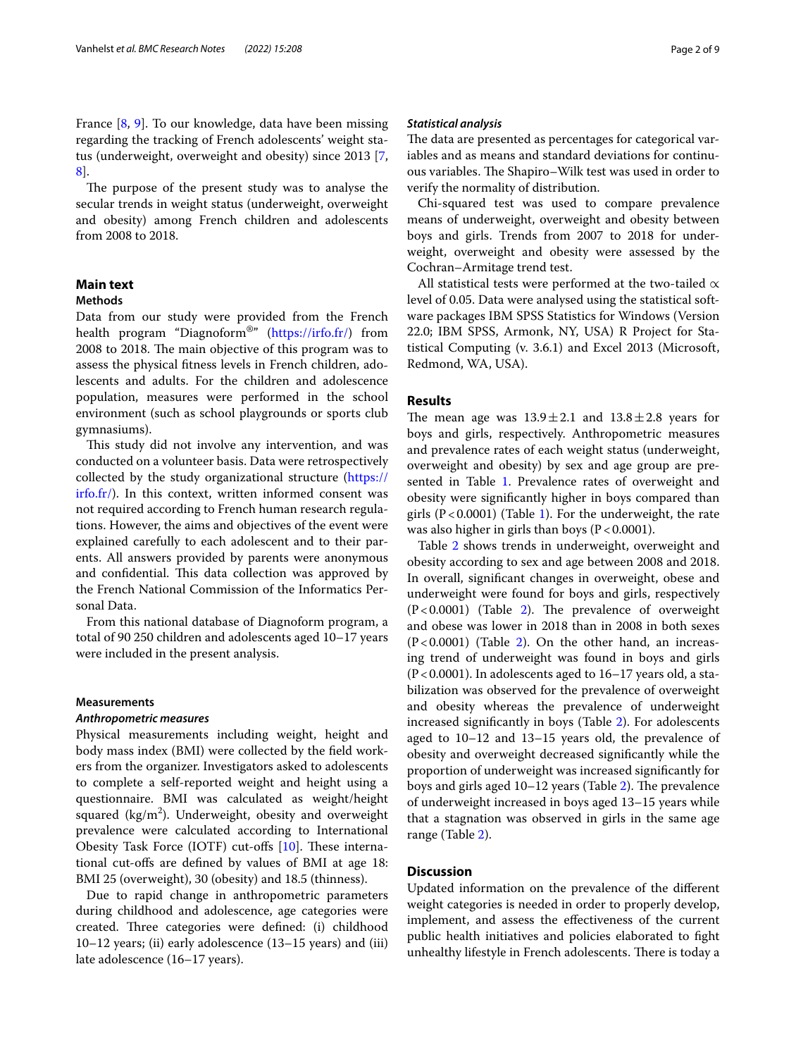France [8, 9]. To our knowledge, data have been missing regarding the tracking of French adolescents' weight status (underweight, overweight and obesity) since 2013 [7, 8].

The purpose of the present study was to analyse the secular trends in weight status (underweight, overweight and obesity) among French children and adolescents from 2008 to 2018.

## Main text

### Methods

Data from our study were provided from the French health program "Diagnoform®" (https://irfo.fr/) from 2008 to 2018. The main objective of this program was to assess the physical fitness levels in French children, adolescents and adults. For the children and adolescence population, measures were performed in the school environment (such as school playgrounds or sports club gymnasiums).

This study did not involve any intervention, and was conducted on a volunteer basis. Data were retrospectively collected by the study organizational structure (https://irfo.fr/). In this context, written informed consent was not required according to French human research regulations. However, the aims and objectives of the event were explained carefully to each adolescent and to their parents. All answers provided by parents were anonymous and confidential. This data collection was approved by the French National Commission of the Informatics Personal Data.

From this national database of Diagnoform program, a total of 90 250 children and adolescents aged 10–17 years were included in the present analysis.

### Measurements

#### *Anthropometric measures*

Physical measurements including weight, height and body mass index (BMI) were collected by the field workers from the organizer. Investigators asked to adolescents to complete a self-reported weight and height using a questionnaire. BMI was calculated as weight/height squared (kg/m$^2$). Underweight, obesity and overweight prevalence were calculated according to International Obesity Task Force (IOTF) cut-offs [10]. These international cut-offs are defined by values of BMI at age 18: BMI 25 (overweight), 30 (obesity) and 18.5 (thinness).

Due to rapid change in anthropometric parameters during childhood and adolescence, age categories were created. Three categories were defined: (i) childhood 10–12 years; (ii) early adolescence (13–15 years) and (iii) late adolescence (16–17 years).

#### *Statistical analysis*

The data are presented as percentages for categorical variables and as means and standard deviations for continuous variables. The Shapiro–Wilk test was used in order to verify the normality of distribution.

Chi-squared test was used to compare prevalence means of underweight, overweight and obesity between boys and girls. Trends from 2007 to 2018 for underweight, overweight and obesity were assessed by the Cochran–Armitage trend test.

All statistical tests were performed at the two-tailed $\propto$ level of 0.05. Data were analysed using the statistical software packages IBM SPSS Statistics for Windows (Version 22.0; IBM SPSS, Armonk, NY, USA) R Project for Statistical Computing (v. 3.6.1) and Excel 2013 (Microsoft, Redmond, WA, USA).

### Results

The mean age was $13.9 \pm 2.1$ and $13.8 \pm 2.8$ years for boys and girls, respectively. Anthropometric measures and prevalence rates of each weight status (underweight, overweight and obesity) by sex and age group are presented in Table 1. Prevalence rates of overweight and obesity were significantly higher in boys compared than girls ($P < 0.0001$) (Table 1). For the underweight, the rate was also higher in girls than boys ($P < 0.0001$).

Table 2 shows trends in underweight, overweight and obesity according to sex and age between 2008 and 2018. In overall, significant changes in overweight, obese and underweight were found for boys and girls, respectively ($P < 0.0001$) (Table 2). The prevalence of overweight and obese was lower in 2018 than in 2008 in both sexes ($P < 0.0001$) (Table 2). On the other hand, an increasing trend of underweight was found in boys and girls ($P < 0.0001$). In adolescents aged to 16–17 years old, a stabilization was observed for the prevalence of overweight and obesity whereas the prevalence of underweight increased significantly in boys (Table 2). For adolescents aged to 10–12 and 13–15 years old, the prevalence of obesity and overweight decreased significantly while the proportion of underweight was increased significantly for boys and girls aged 10–12 years (Table 2). The prevalence of underweight increased in boys aged 13–15 years while that a stagnation was observed in girls in the same age range (Table 2).

### Discussion

Updated information on the prevalence of the different weight categories is needed in order to properly develop, implement, and assess the effectiveness of the current public health initiatives and policies elaborated to fight unhealthy lifestyle in French adolescents. There is today a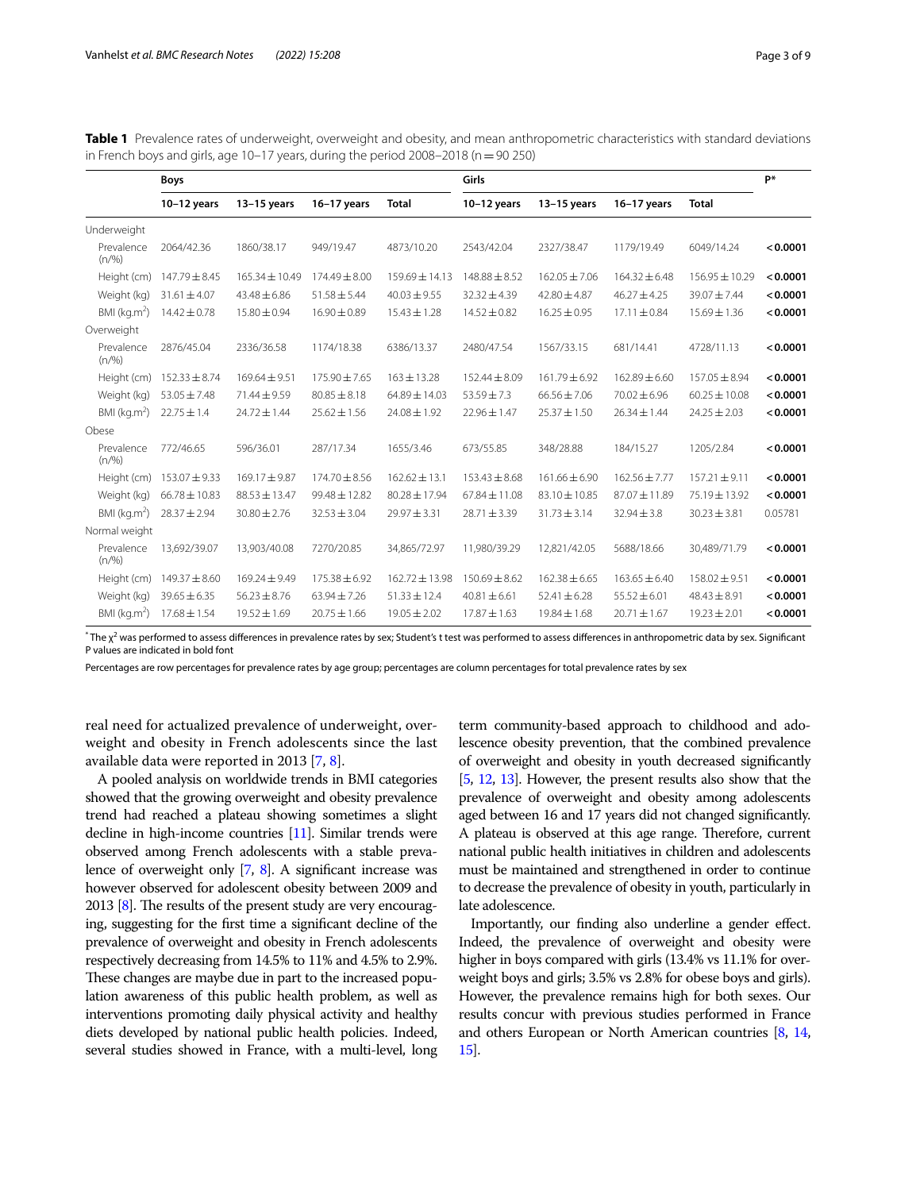**Table 1** Prevalence rates of underweight, overweight and obesity, and mean anthropometric characteristics with standard deviations in French boys and girls, age 10–17 years, during the period 2008–2018 (n = 90 250)

| | Boys | | | | Girls | | | | P* |
|---|---|---|---|---|---|---|---|---|---|
| | 10–12 years | 13–15 years | 16–17 years | Total | 10–12 years | 13–15 years | 16–17 years | Total | |
| Underweight | | | | | | | | | |
| Prevalence (n/%) | 2064/42.36 | 1860/38.17 | 949/19.47 | 4873/10.20 | 2543/42.04 | 2327/38.47 | 1179/19.49 | 6049/14.24 | **< 0.0001** |
| Height (cm) | 147.79 ± 8.45 | 165.34 ± 10.49 | 174.49 ± 8.00 | 159.69 ± 14.13 | 148.88 ± 8.52 | 162.05 ± 7.06 | 164.32 ± 6.48 | 156.95 ± 10.29 | **< 0.0001** |
| Weight (kg) | 31.61 ± 4.07 | 43.48 ± 6.86 | 51.58 ± 5.44 | 40.03 ± 9.55 | 32.32 ± 4.39 | 42.80 ± 4.87 | 46.27 ± 4.25 | 39.07 ± 7.44 | **< 0.0001** |
| BMI (kg.m$^2$) | 14.42 ± 0.78 | 15.80 ± 0.94 | 16.90 ± 0.89 | 15.43 ± 1.28 | 14.52 ± 0.82 | 16.25 ± 0.95 | 17.11 ± 0.84 | 15.69 ± 1.36 | **< 0.0001** |
| Overweight | | | | | | | | | |
| Prevalence (n/%) | 2876/45.04 | 2336/36.58 | 1174/18.38 | 6386/13.37 | 2480/47.54 | 1567/33.15 | 681/14.41 | 4728/11.13 | **< 0.0001** |
| Height (cm) | 152.33 ± 8.74 | 169.64 ± 9.51 | 175.90 ± 7.65 | 163 ± 13.28 | 152.44 ± 8.09 | 161.79 ± 6.92 | 162.89 ± 6.60 | 157.05 ± 8.94 | **< 0.0001** |
| Weight (kg) | 53.05 ± 7.48 | 71.44 ± 9.59 | 80.85 ± 8.18 | 64.89 ± 14.03 | 53.59 ± 7.3 | 66.56 ± 7.06 | 70.02 ± 6.96 | 60.25 ± 10.08 | **< 0.0001** |
| BMI (kg.m$^2$) | 22.75 ± 1.4 | 24.72 ± 1.44 | 25.62 ± 1.56 | 24.08 ± 1.92 | 22.96 ± 1.47 | 25.37 ± 1.50 | 26.34 ± 1.44 | 24.25 ± 2.03 | **< 0.0001** |
| Obese | | | | | | | | | |
| Prevalence (n/%) | 772/46.65 | 596/36.01 | 287/17.34 | 1655/3.46 | 673/55.85 | 348/28.88 | 184/15.27 | 1205/2.84 | **< 0.0001** |
| Height (cm) | 153.07 ± 9.33 | 169.17 ± 9.87 | 174.70 ± 8.56 | 162.62 ± 13.1 | 153.43 ± 8.68 | 161.66 ± 6.90 | 162.56 ± 7.77 | 157.21 ± 9.11 | **< 0.0001** |
| Weight (kg) | 66.78 ± 10.83 | 88.53 ± 13.47 | 99.48 ± 12.82 | 80.28 ± 17.94 | 67.84 ± 11.08 | 83.10 ± 10.85 | 87.07 ± 11.89 | 75.19 ± 13.92 | **< 0.0001** |
| BMI (kg.m$^2$) | 28.37 ± 2.94 | 30.80 ± 2.76 | 32.53 ± 3.04 | 29.97 ± 3.31 | 28.71 ± 3.39 | 31.73 ± 3.14 | 32.94 ± 3.8 | 30.23 ± 3.81 | 0.05781 |
| Normal weight | | | | | | | | | |
| Prevalence (n/%) | 13,692/39.07 | 13,903/40.08 | 7270/20.85 | 34,865/72.97 | 11,980/39.29 | 12,821/42.05 | 5688/18.66 | 30,489/71.79 | **< 0.0001** |
| Height (cm) | 149.37 ± 8.60 | 169.24 ± 9.49 | 175.38 ± 6.92 | 162.72 ± 13.98 | 150.69 ± 8.62 | 162.38 ± 6.65 | 163.65 ± 6.40 | 158.02 ± 9.51 | **< 0.0001** |
| Weight (kg) | 39.65 ± 6.35 | 56.23 ± 8.76 | 63.94 ± 7.26 | 51.33 ± 12.4 | 40.81 ± 6.61 | 52.41 ± 6.28 | 55.52 ± 6.01 | 48.43 ± 8.91 | **< 0.0001** |
| BMI (kg.m$^2$) | 17.68 ± 1.54 | 19.52 ± 1.69 | 20.75 ± 1.66 | 19.05 ± 2.02 | 17.87 ± 1.63 | 19.84 ± 1.68 | 20.71 ± 1.67 | 19.23 ± 2.01 | **< 0.0001** |

* The $\chi^2$ was performed to assess differences in prevalence rates by sex; Student's t test was performed to assess differences in anthropometric data by sex. Significant P values are indicated in bold font

Percentages are row percentages for prevalence rates by age group; percentages are column percentages for total prevalence rates by sex

real need for actualized prevalence of underweight, overweight and obesity in French adolescents since the last available data were reported in 2013 [7, 8].

A pooled analysis on worldwide trends in BMI categories showed that the growing overweight and obesity prevalence trend had reached a plateau showing sometimes a slight decline in high-income countries [11]. Similar trends were observed among French adolescents with a stable prevalence of overweight only [7, 8]. A significant increase was however observed for adolescent obesity between 2009 and 2013 [8]. The results of the present study are very encouraging, suggesting for the first time a significant decline of the prevalence of overweight and obesity in French adolescents respectively decreasing from 14.5% to 11% and 4.5% to 2.9%. These changes are maybe due in part to the increased population awareness of this public health problem, as well as interventions promoting daily physical activity and healthy diets developed by national public health policies. Indeed, several studies showed in France, with a multi-level, long term community-based approach to childhood and adolescence obesity prevention, that the combined prevalence of overweight and obesity in youth decreased significantly [5, 12, 13]. However, the present results also show that the prevalence of overweight and obesity among adolescents aged between 16 and 17 years did not changed significantly. A plateau is observed at this age range. Therefore, current national public health initiatives in children and adolescents must be maintained and strengthened in order to continue to decrease the prevalence of obesity in youth, particularly in late adolescence.

Importantly, our finding also underline a gender effect. Indeed, the prevalence of overweight and obesity were higher in boys compared with girls (13.4% vs 11.1% for overweight boys and girls; 3.5% vs 2.8% for obese boys and girls). However, the prevalence remains high for both sexes. Our results concur with previous studies performed in France and others European or North American countries [8, 14, 15].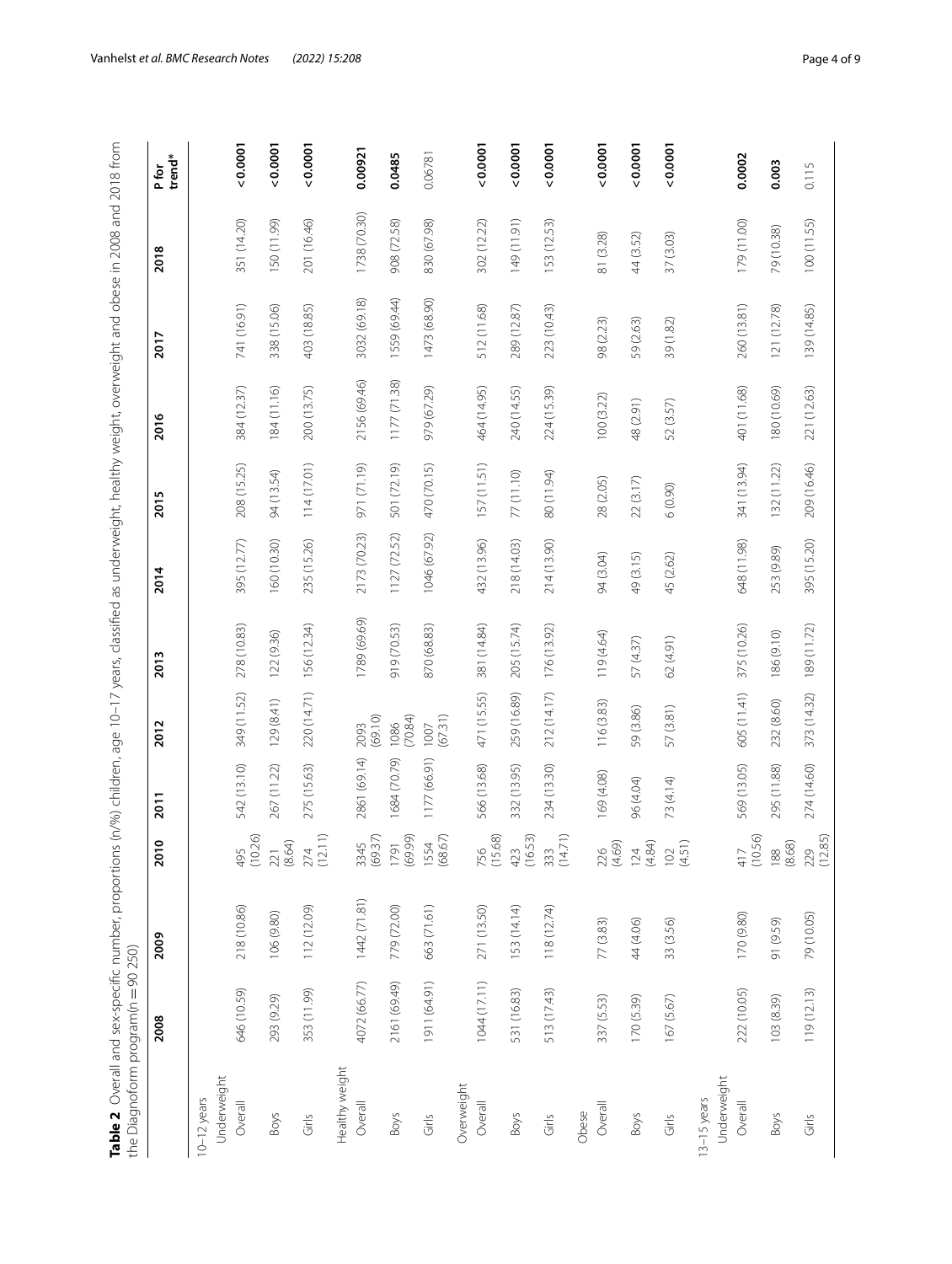**Table 2** Overall and sex-specific number, proportions (n/%) children, age 10–17 years, classified as underweight, healthy weight, overweight and obese in 2008 and 2018 from the Diagnoform program(n = 90 250)

| | 2008 | 2009 | 2010 | 2011 | 2012 | 2013 | 2014 | 2015 | 2016 | 2017 | 2018 | P for trend* |
|---|---|---|---|---|---|---|---|---|---|---|---|---|
| 10–12 years | | | | | | | | | | | | |
| Underweight | | | | | | | | | | | | |
| Overall | 646 (10.59) | 218 (10.86) | 495 (10.26) | 542 (13.10) | 349 (11.52) | 278 (10.83) | 395 (12.77) | 208 (15.25) | 384 (12.37) | 741 (16.91) | 351 (14.20) | **< 0.0001** |
| Boys | 293 (9.29) | 106 (9.80) | 221 (8.64) | 267 (11.22) | 129 (8.41) | 122 (9.36) | 160 (10.30) | 94 (13.54) | 184 (11.16) | 338 (15.06) | 150 (11.99) | **< 0.0001** |
| Girls | 353 (11.99) | 112 (12.09) | 274 (12.11) | 275 (15.63) | 220 (14.71) | 156 (12.34) | 235 (15.26) | 114 (17.01) | 200 (13.75) | 403 (18.85) | 201 (16.46) | **< 0.0001** |
| Healthy weight | | | | | | | | | | | | |
| Overall | 4072 (66.77) | 1442 (71.81) | 3345 (69.37) | 2861 (69.14) | 2093 (69.10) | 1789 (69.69) | 2173 (70.23) | 971 (71.19) | 2156 (69.46) | 3032 (69.18) | 1738 (70.30) | **0.00921** |
| Boys | 2161 (69.49) | 779 (72.00) | 1791 (69.99) | 1684 (70.79) | 1086 (70.84) | 919 (70.53) | 1127 (72.52) | 501 (72.19) | 1177 (71.38) | 1559 (69.44) | 908 (72.58) | **0.0485** |
| Girls | 1911 (64.91) | 663 (71.61) | 1554 (68.67) | 1177 (66.91) | 1007 (67.31) | 870 (68.83) | 1046 (67.92) | 470 (70.15) | 979 (67.29) | 1473 (68.90) | 830 (67.98) | 0.06781 |
| Overweight | | | | | | | | | | | | |
| Overall | 1044 (17.11) | 271 (13.50) | 756 (15.68) | 566 (13.68) | 471 (15.55) | 381 (14.84) | 432 (13.96) | 157 (11.51) | 464 (14.95) | 512 (11.68) | 302 (12.22) | **< 0.0001** |
| Boys | 531 (16.83) | 153 (14.14) | 423 (16.53) | 332 (13.95) | 259 (16.89) | 205 (15.74) | 218 (14.03) | 77 (11.10) | 240 (14.55) | 289 (12.87) | 149 (11.91) | **< 0.0001** |
| Girls | 513 (17.43) | 118 (12.74) | 333 (14.71) | 234 (13.30) | 212 (14.17) | 176 (13.92) | 214 (13.90) | 80 (11.94) | 224 (15.39) | 223 (10.43) | 153 (12.53) | **< 0.0001** |
| Obese | | | | | | | | | | | | |
| Overall | 337 (5.53) | 77 (3.83) | 226 (4.69) | 169 (4.08) | 116 (3.83) | 119 (4.64) | 94 (3.04) | 28 (2.05) | 100 (3.22) | 98 (2.23) | 81 (3.28) | **< 0.0001** |
| Boys | 170 (5.39) | 44 (4.06) | 124 (4.84) | 96 (4.04) | 59 (3.86) | 57 (4.37) | 49 (3.15) | 22 (3.17) | 48 (2.91) | 59 (2.63) | 44 (3.52) | **< 0.0001** |
| Girls | 167 (5.67) | 33 (3.56) | 102 (4.51) | 73 (4.14) | 57 (3.81) | 62 (4.91) | 45 (2.62) | 6 (0.90) | 52 (3.57) | 39 (1.82) | 37 (3.03) | **< 0.0001** |
| 13–15 years | | | | | | | | | | | | |
| Underweight | | | | | | | | | | | | |
| Overall | 222 (10.05) | 170 (9.80) | 417 (10.56) | 569 (13.05) | 605 (11.41) | 375 (10.26) | 648 (11.98) | 341 (13.94) | 401 (11.68) | 260 (13.81) | 179 (11.00) | **0.0002** |
| Boys | 103 (8.39) | 91 (9.59) | 188 (8.68) | 295 (11.88) | 232 (8.60) | 186 (9.10) | 253 (9.89) | 132 (11.22) | 180 (10.69) | 121 (12.78) | 79 (10.38) | **0.003** |
| Girls | 119 (12.13) | 79 (10.05) | 229 (12.85) | 274 (14.60) | 373 (14.32) | 189 (11.72) | 395 (15.20) | 209 (16.46) | 221 (12.63) | 139 (14.85) | 100 (11.55) | 0.115 |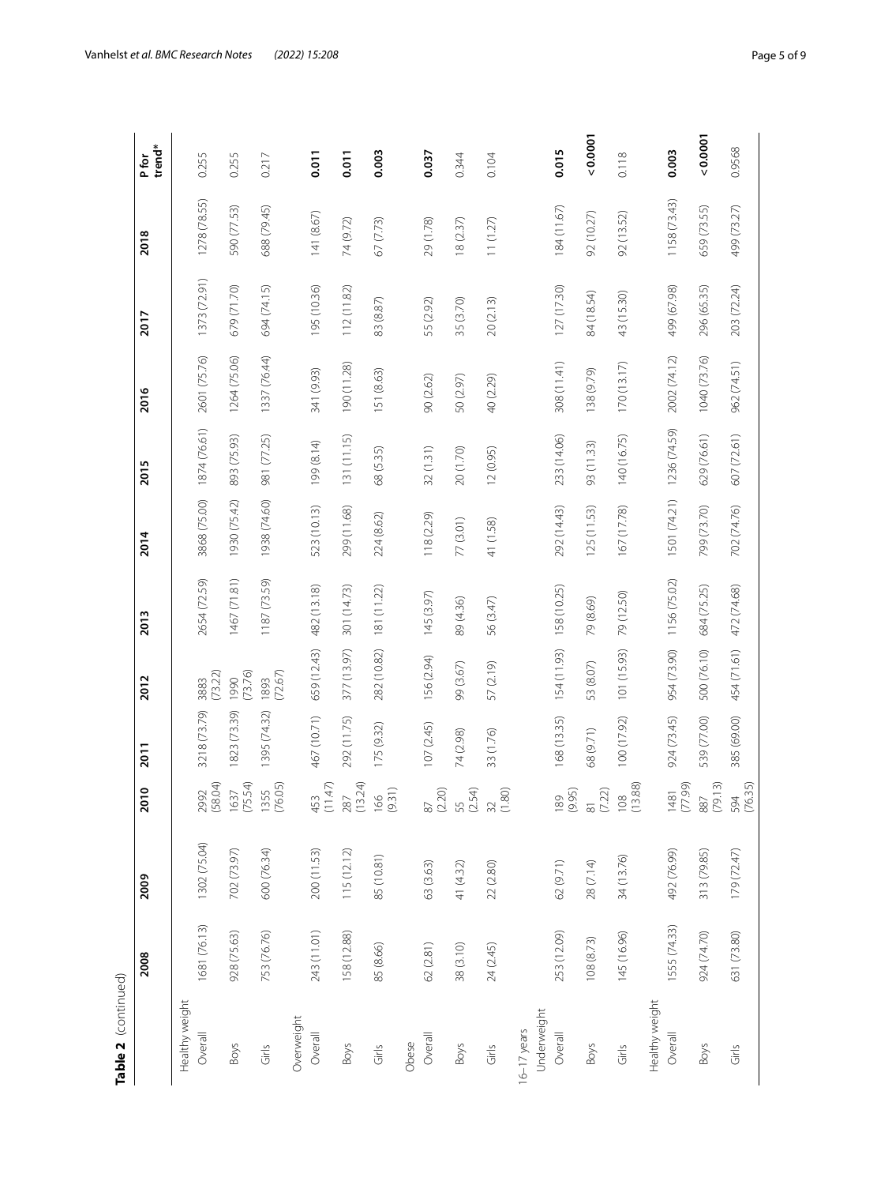**Table 2** (continued)

| | 2008 | 2009 | 2010 | 2011 | 2012 | 2013 | 2014 | 2015 | 2016 | 2017 | 2018 | P for trend* |
|---|---|---|---|---|---|---|---|---|---|---|---|---|
| Healthy weight | | | | | | | | | | | | |
| Overall | 1681 (76.13) | 1302 (75.04) | 2992 (58.04) | 3218 (73.79) | 3883 (73.22) | 2654 (72.59) | 3868 (75.00) | 1874 (76.61) | 2601 (75.76) | 1373 (72.91) | 1278 (78.55) | 0.255 |
| Boys | 928 (75.63) | 702 (73.97) | 1637 (75.54) | 1823 (73.39) | 1990 (73.76) | 1467 (71.81) | 1930 (75.42) | 893 (75.93) | 1264 (75.06) | 679 (71.70) | 590 (77.53) | 0.255 |
| Girls | 753 (76.76) | 600 (76.34) | 1355 (76.05) | 1395 (74.32) | 1893 (72.67) | 1187 (73.59) | 1938 (74.60) | 981 (77.25) | 1337 (76.44) | 694 (74.15) | 688 (79.45) | 0.217 |
| Overweight | | | | | | | | | | | | |
| Overall | 243 (11.01) | 200 (11.53) | 453 (11.47) | 467 (10.71) | 659 (12.43) | 482 (13.18) | 523 (10.13) | 199 (8.14) | 341 (9.93) | 195 (10.36) | 141 (8.67) | **0.011** |
| Boys | 158 (12.88) | 115 (12.12) | 287 (13.24) | 292 (11.75) | 377 (13.97) | 301 (14.73) | 299 (11.68) | 131 (11.15) | 190 (11.28) | 112 (11.82) | 74 (9.72) | **0.011** |
| Girls | 85 (8.66) | 85 (10.81) | 166 (9.31) | 175 (9.32) | 282 (10.82) | 181 (11.22) | 224 (8.62) | 68 (5.35) | 151 (8.63) | 83 (8.87) | 67 (7.73) | **0.003** |
| Obese | | | | | | | | | | | | |
| Overall | 62 (2.81) | 63 (3.63) | 87 (2.20) | 107 (2.45) | 156 (2.94) | 145 (3.97) | 118 (2.29) | 32 (1.31) | 90 (2.62) | 55 (2.92) | 29 (1.78) | **0.037** |
| Boys | 38 (3.10) | 41 (4.32) | 55 (2.54) | 74 (2.98) | 99 (3.67) | 89 (4.36) | 77 (3.01) | 20 (1.70) | 50 (2.97) | 35 (3.70) | 18 (2.37) | 0.344 |
| Girls | 24 (2.45) | 22 (2.80) | 32 (1.80) | 33 (1.76) | 57 (2.19) | 56 (3.47) | 41 (1.58) | 12 (0.95) | 40 (2.29) | 20 (2.13) | 11 (1.27) | 0.104 |
| 16–17 years | | | | | | | | | | | | |
| Underweight | | | | | | | | | | | | |
| Overall | 253 (12.09) | 62 (9.71) | 189 (9.95) | 168 (13.35) | 154 (11.93) | 158 (10.25) | 292 (14.43) | 233 (14.06) | 308 (11.41) | 127 (17.30) | 184 (11.67) | **0.015** |
| Boys | 108 (8.73) | 28 (7.14) | 81 (7.22) | 68 (9.71) | 53 (8.07) | 79 (8.69) | 125 (11.53) | 93 (11.33) | 138 (9.79) | 84 (18.54) | 92 (10.27) | **< 0.0001** |
| Girls | 145 (16.96) | 34 (13.76) | 108 (13.88) | 100 (17.92) | 101 (15.93) | 79 (12.50) | 167 (17.78) | 140 (16.75) | 170 (13.17) | 43 (15.30) | 92 (13.52) | 0.118 |
| Healthy weight | | | | | | | | | | | | |
| Overall | 1555 (74.33) | 492 (76.99) | 1481 (77.99) | 924 (73.45) | 954 (73.90) | 1156 (75.02) | 1501 (74.21) | 1236 (74.59) | 2002 (74.12) | 499 (67.98) | 1158 (73.43) | **0.003** |
| Boys | 924 (74.70) | 313 (79.85) | 887 (79.13) | 539 (77.00) | 500 (76.10) | 684 (75.25) | 799 (73.70) | 629 (76.61) | 1040 (73.76) | 296 (65.35) | 659 (73.55) | **< 0.0001** |
| Girls | 631 (73.80) | 179 (72.47) | 594 (76.35) | 385 (69.00) | 454 (71.61) | 472 (74.68) | 702 (74.76) | 607 (72.61) | 962 (74.51) | 203 (72.24) | 499 (73.27) | 0.9568 |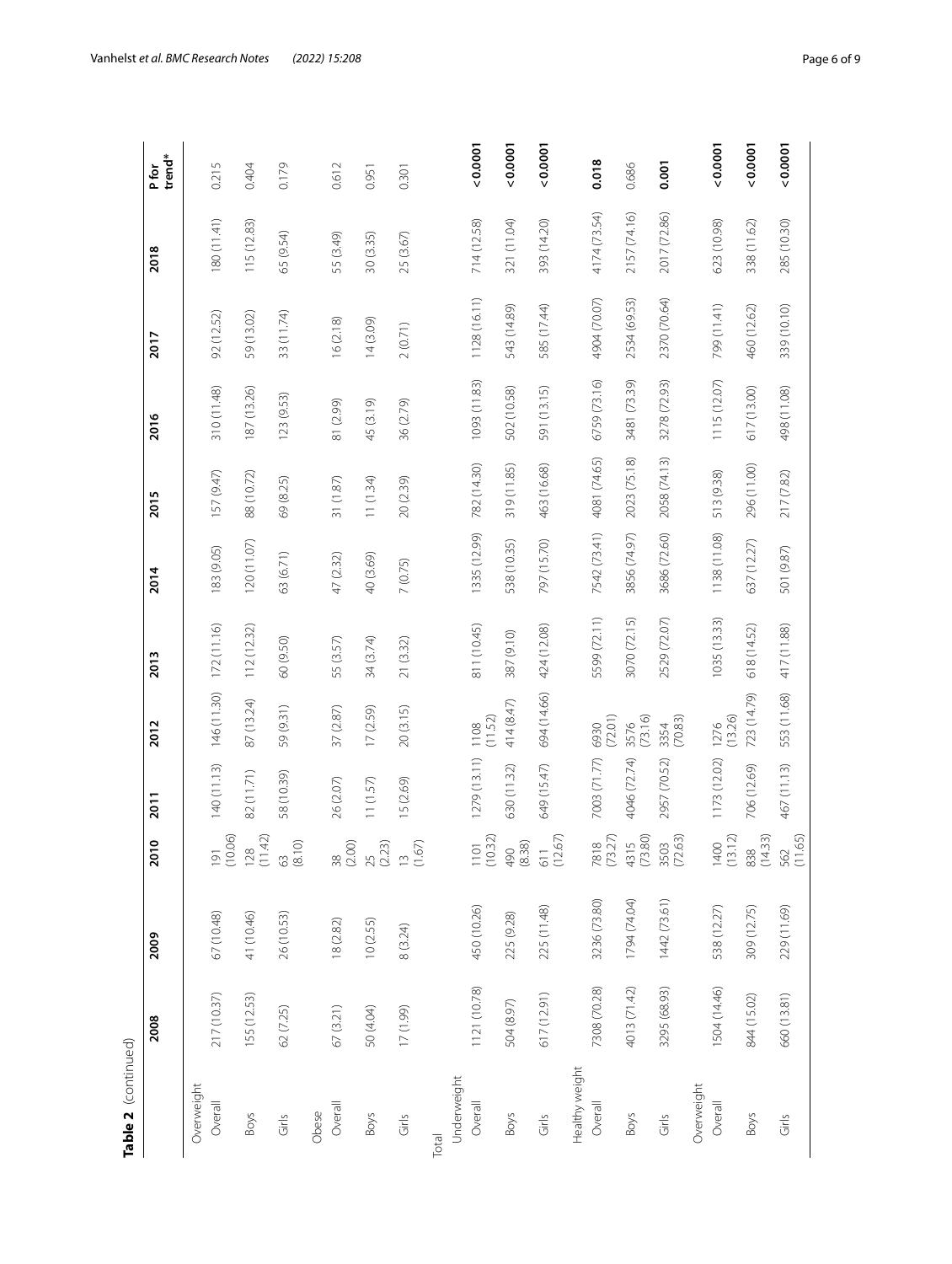**Table 2** (continued)

| | 2008 | 2009 | 2010 | 2011 | 2012 | 2013 | 2014 | 2015 | 2016 | 2017 | 2018 | P for trend* |
|---|---|---|---|---|---|---|---|---|---|---|---|---|
| Overweight | | | | | | | | | | | | |
| Overall | 217 (10.37) | 67 (10.48) | 191 (10.06) | 140 (11.13) | 146 (11.30) | 172 (11.16) | 183 (9.05) | 157 (9.47) | 310 (11.48) | 92 (12.52) | 180 (11.41) | 0.215 |
| Boys | 155 (12.53) | 41 (10.46) | 128 (11.42) | 82 (11.71) | 87 (13.24) | 112 (12.32) | 120 (11.07) | 88 (10.72) | 187 (13.26) | 59 (13.02) | 115 (12.83) | 0.404 |
| Girls | 62 (7.25) | 26 (10.53) | 63 (8.10) | 58 (10.39) | 59 (9.31) | 60 (9.50) | 63 (6.71) | 69 (8.25) | 123 (9.53) | 33 (11.74) | 65 (9.54) | 0.179 |
| Obese | | | | | | | | | | | | |
| Overall | 67 (3.21) | 18 (2.82) | 38 (2.00) | 26 (2.07) | 37 (2.87) | 55 (3.57) | 47 (2.32) | 31 (1.87) | 81 (2.99) | 16 (2.18) | 55 (3.49) | 0.612 |
| Boys | 50 (4.04) | 10 (2.55) | 25 (2.23) | 11 (1.57) | 17 (2.59) | 34 (3.74) | 40 (3.69) | 11 (1.34) | 45 (3.19) | 14 (3.09) | 30 (3.35) | 0.951 |
| Girls | 17 (1.99) | 8 (3.24) | 13 (1.67) | 15 (2.69) | 20 (3.15) | 21 (3.32) | 7 (0.75) | 20 (2.39) | 36 (2.79) | 2 (0.71) | 25 (3.67) | 0.301 |
| Total | | | | | | | | | | | | |
| Underweight | | | | | | | | | | | | |
| Overall | 1121 (10.78) | 450 (10.26) | 1101 (10.32) | 1279 (13.11) | 1108 (11.52) | 811 (10.45) | 1335 (12.99) | 782 (14.30) | 1093 (11.83) | 1128 (16.11) | 714 (12.58) | **< 0.0001** |
| Boys | 504 (8.97) | 225 (9.28) | 490 (8.38) | 630 (11.32) | 414 (8.47) | 387 (9.10) | 538 (10.35) | 319 (11.85) | 502 (10.58) | 543 (14.89) | 321 (11.04) | **< 0.0001** |
| Girls | 617 (12.91) | 225 (11.48) | 611 (12.67) | 649 (15.47) | 694 (14.66) | 424 (12.08) | 797 (15.70) | 463 (16.68) | 591 (13.15) | 585 (17.44) | 393 (14.20) | **< 0.0001** |
| Healthy weight | | | | | | | | | | | | |
| Overall | 7308 (70.28) | 3236 (73.80) | 7818 (73.27) | 7003 (71.77) | 6930 (72.01) | 5599 (72.11) | 7542 (73.41) | 4081 (74.65) | 6759 (73.16) | 4904 (70.07) | 4174 (73.54) | **0.018** |
| Boys | 4013 (71.42) | 1794 (74.04) | 4315 (73.80) | 4046 (72.74) | 3576 (73.16) | 3070 (72.15) | 3856 (74.97) | 2023 (75.18) | 3481 (73.39) | 2534 (69.53) | 2157 (74.16) | 0.686 |
| Girls | 3295 (68.93) | 1442 (73.61) | 3503 (72.63) | 2957 (70.52) | 3354 (70.83) | 2529 (72.07) | 3686 (72.60) | 2058 (74.13) | 3278 (72.93) | 2370 (70.64) | 2017 (72.86) | **0.001** |
| Overweight | | | | | | | | | | | | |
| Overall | 1504 (14.46) | 538 (12.27) | 1400 (13.12) | 1173 (12.02) | 1276 (13.26) | 1035 (13.33) | 1138 (11.08) | 513 (9.38) | 1115 (12.07) | 799 (11.41) | 623 (10.98) | **< 0.0001** |
| Boys | 844 (15.02) | 309 (12.75) | 838 (14.33) | 706 (12.69) | 723 (14.79) | 618 (14.52) | 637 (12.27) | 296 (11.00) | 617 (13.00) | 460 (12.62) | 338 (11.62) | **< 0.0001** |
| Girls | 660 (13.81) | 229 (11.69) | 562 (11.65) | 467 (11.13) | 553 (11.68) | 417 (11.88) | 501 (9.87) | 217 (7.82) | 498 (11.08) | 339 (10.10) | 285 (10.30) | **< 0.0001** |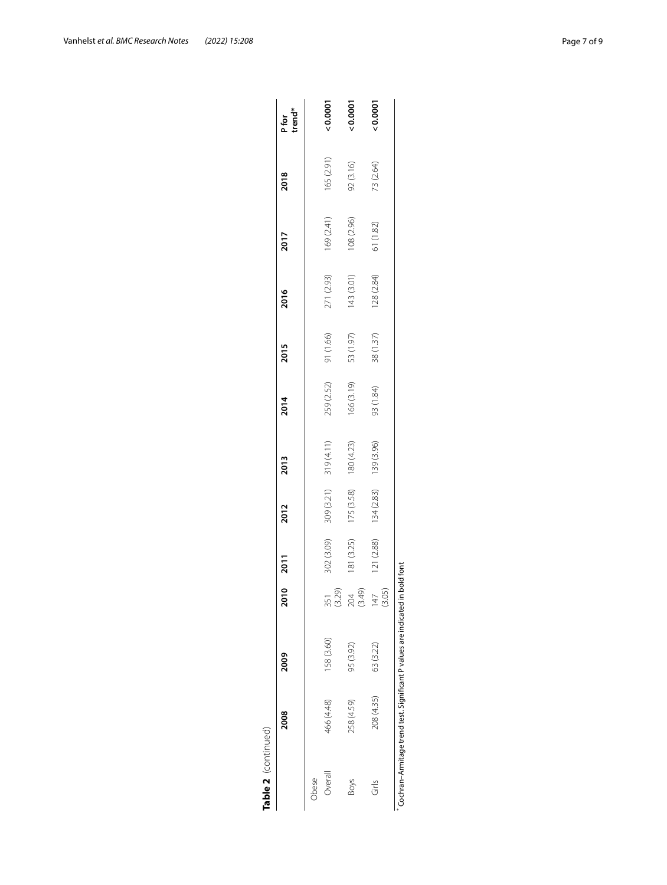**Table 2** (continued)

| | 2008 | 2009 | 2010 | 2011 | 2012 | 2013 | 2014 | 2015 | 2016 | 2017 | 2018 | P for trend* |
|---|---|---|---|---|---|---|---|---|---|---|---|---|
| Obese | | | | | | | | | | | | |
| Overall | 466 (4.48) | 158 (3.60) | 351 (3.29) | 302 (3.09) | 309 (3.21) | 319 (4.11) | 259 (2.52) | 91 (1.66) | 271 (2.93) | 169 (2.41) | 165 (2.91) | **< 0.0001** |
| Boys | 258 (4.59) | 95 (3.92) | 204 (3.49) | 181 (3.25) | 175 (3.58) | 180 (4.23) | 166 (3.19) | 53 (1.97) | 143 (3.01) | 108 (2.96) | 92 (3.16) | **< 0.0001** |
| Girls | 208 (4.35) | 63 (3.22) | 147 (3.05) | 121 (2.88) | 134 (2.83) | 139 (3.96) | 93 (1.84) | 38 (1.37) | 128 (2.84) | 61 (1.82) | 73 (2.64) | **< 0.0001** |

* Cochran–Armitage trend test. Significant P values are indicated in bold font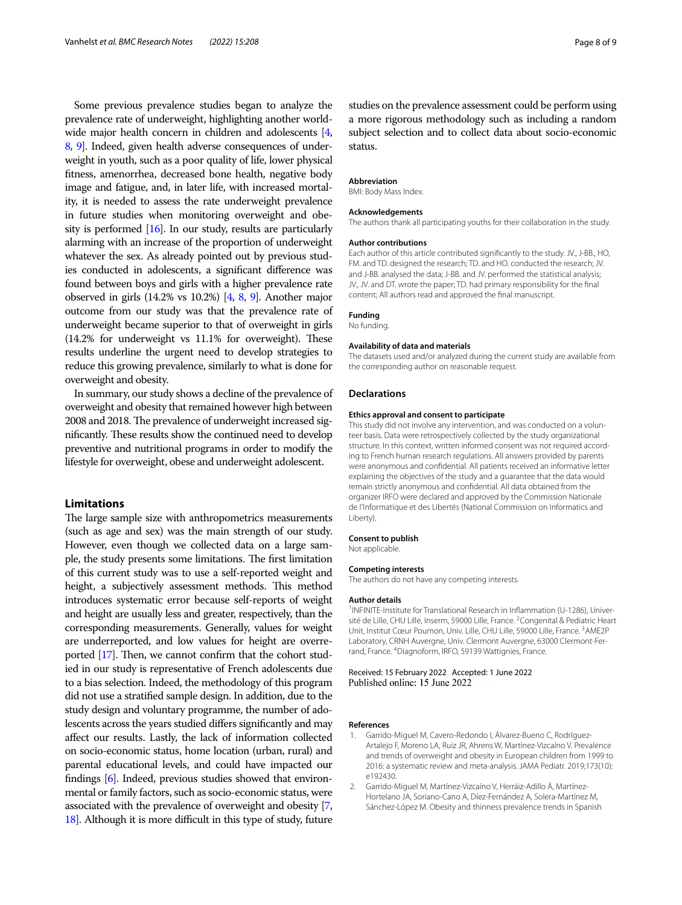Some previous prevalence studies began to analyze the prevalence rate of underweight, highlighting another worldwide major health concern in children and adolescents [4, 8, 9]. Indeed, given health adverse consequences of underweight in youth, such as a poor quality of life, lower physical fitness, amenorrhea, decreased bone health, negative body image and fatigue, and, in later life, with increased mortality, it is needed to assess the rate underweight prevalence in future studies when monitoring overweight and obesity is performed [16]. In our study, results are particularly alarming with an increase of the proportion of underweight whatever the sex. As already pointed out by previous studies conducted in adolescents, a significant difference was found between boys and girls with a higher prevalence rate observed in girls (14.2% vs 10.2%) [4, 8, 9]. Another major outcome from our study was that the prevalence rate of underweight became superior to that of overweight in girls (14.2% for underweight vs 11.1% for overweight). These results underline the urgent need to develop strategies to reduce this growing prevalence, similarly to what is done for overweight and obesity.

In summary, our study shows a decline of the prevalence of overweight and obesity that remained however high between 2008 and 2018. The prevalence of underweight increased significantly. These results show the continued need to develop preventive and nutritional programs in order to modify the lifestyle for overweight, obese and underweight adolescent.

## Limitations

The large sample size with anthropometrics measurements (such as age and sex) was the main strength of our study. However, even though we collected data on a large sample, the study presents some limitations. The first limitation of this current study was to use a self-reported weight and height, a subjectively assessment methods. This method introduces systematic error because self-reports of weight and height are usually less and greater, respectively, than the corresponding measurements. Generally, values for weight are underreported, and low values for height are overreported [17]. Then, we cannot confirm that the cohort studied in our study is representative of French adolescents due to a bias selection. Indeed, the methodology of this program did not use a stratified sample design. In addition, due to the study design and voluntary programme, the number of adolescents across the years studied differs significantly and may affect our results. Lastly, the lack of information collected on socio-economic status, home location (urban, rural) and parental educational levels, and could have impacted our findings [6]. Indeed, previous studies showed that environmental or family factors, such as socio-economic status, were associated with the prevalence of overweight and obesity [7, 18]. Although it is more difficult in this type of study, future studies on the prevalence assessment could be perform using a more rigorous methodology such as including a random subject selection and to collect data about socio-economic status.

#### Abbreviation

BMI: Body Mass Index.

#### Acknowledgements

The authors thank all participating youths for their collaboration in the study.

#### Author contributions

Each author of this article contributed significantly to the study. JV., J-BB., HO, FM. and TD. designed the research; TD. and HO. conducted the research; JV. and J-BB. analysed the data; J-BB. and JV. performed the statistical analysis; JV., JV. and DT. wrote the paper; TD. had primary responsibility for the final content; All authors read and approved the final manuscript.

#### Funding

No funding.

#### Availability of data and materials

The datasets used and/or analyzed during the current study are available from the corresponding author on reasonable request.

### Declarations

#### Ethics approval and consent to participate

This study did not involve any intervention, and was conducted on a volunteer basis. Data were retrospectively collected by the study organizational structure. In this context, written informed consent was not required according to French human research regulations. All answers provided by parents were anonymous and confidential. All patients received an informative letter explaining the objectives of the study and a guarantee that the data would remain strictly anonymous and confidential. All data obtained from the organizer IRFO were declared and approved by the Commission Nationale de l'Informatique et des Libertés (National Commission on Informatics and Liberty).

#### Consent to publish

Not applicable.

#### Competing interests

The authors do not have any competing interests.

#### Author details

[1]INFINITE-Institute for Translational Research in Inflammation (U-1286), Université de Lille, CHU Lille, Inserm, 59000 Lille, France. [2]Congenital & Pediatric Heart Unit, Institut Cœur Poumon, Univ. Lille, CHU Lille, 59000 Lille, France. [3]AME2P Laboratory, CRNH Auvergne, Univ. Clermont Auvergne, 63000 Clermont-Ferrand, France. [4]Diagnoform, IRFO, 59139 Wattignies, France.

Received: 15 February 2022 Accepted: 1 June 2022
Published online: 15 June 2022

#### References

1. Garrido-Miguel M, Cavero-Redondo I, Álvarez-Bueno C, Rodríguez-Artalejo F, Moreno LA, Ruiz JR, Ahrens W, Martínez-Vizcaíno V. Prevalence and trends of overweight and obesity in European children from 1999 to 2016: a systematic review and meta-analysis. JAMA Pediatr. 2019;173(10):e192430.
2. Garrido-Miguel M, Martínez-Vizcaíno V, Herráiz-Adillo Á, Martínez-Hortelano JA, Soriano-Cano A, Díez-Fernández A, Solera-Martínez M, Sánchez-López M. Obesity and thinness prevalence trends in Spanish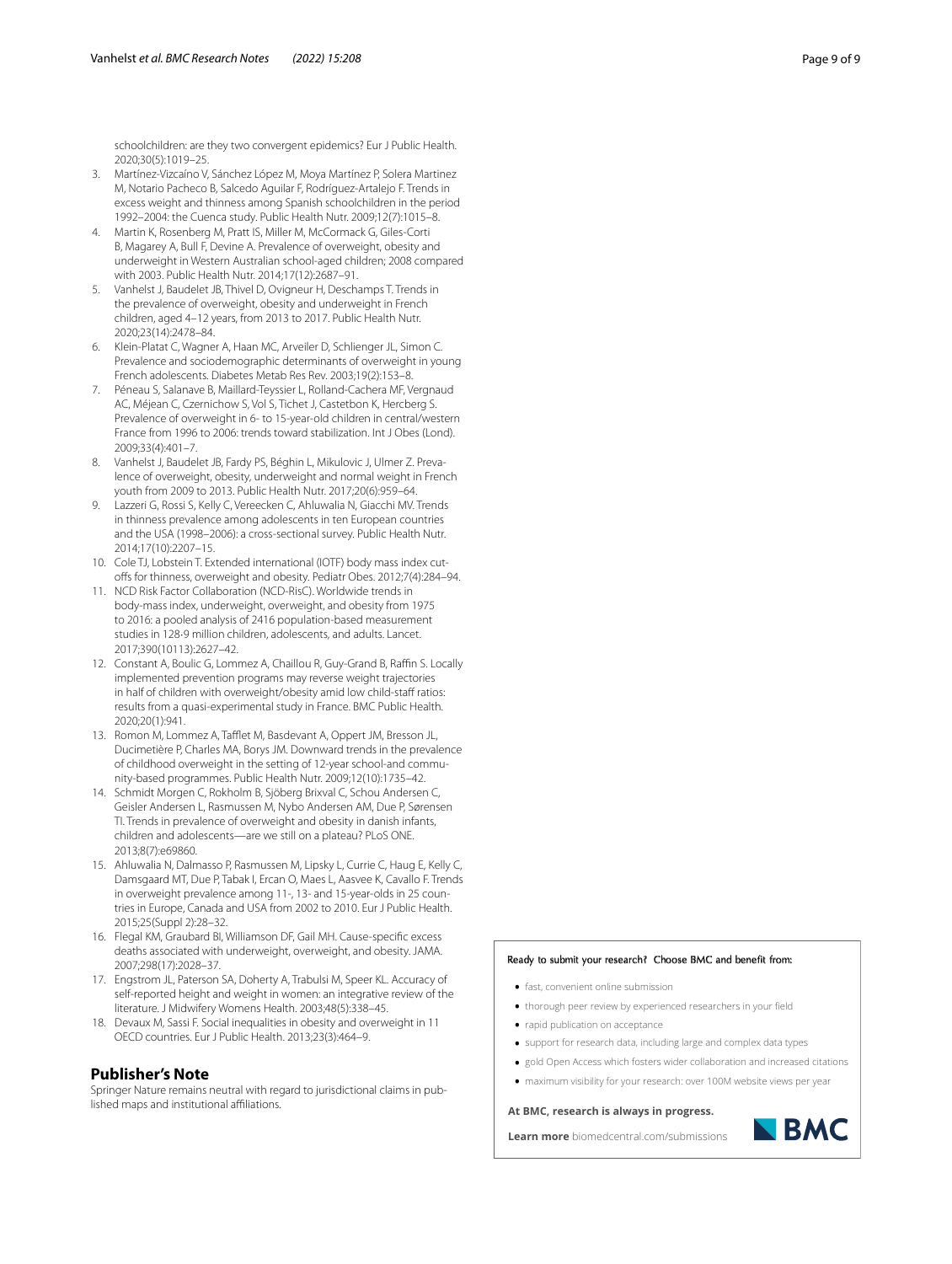schoolchildren: are they two convergent epidemics? Eur J Public Health. 2020;30(5):1019–25.

3. Martínez-Vizcaíno V, Sánchez López M, Moya Martínez P, Solera Martinez M, Notario Pacheco B, Salcedo Aguilar F, Rodríguez-Artalejo F. Trends in excess weight and thinness among Spanish schoolchildren in the period 1992–2004: the Cuenca study. Public Health Nutr. 2009;12(7):1015–8.
4. Martin K, Rosenberg M, Pratt IS, Miller M, McCormack G, Giles-Corti B, Magarey A, Bull F, Devine A. Prevalence of overweight, obesity and underweight in Western Australian school-aged children; 2008 compared with 2003. Public Health Nutr. 2014;17(12):2687–91.
5. Vanhelst J, Baudelet JB, Thivel D, Ovigneur H, Deschamps T. Trends in the prevalence of overweight, obesity and underweight in French children, aged 4–12 years, from 2013 to 2017. Public Health Nutr. 2020;23(14):2478–84.
6. Klein-Platat C, Wagner A, Haan MC, Arveiler D, Schlienger JL, Simon C. Prevalence and sociodemographic determinants of overweight in young French adolescents. Diabetes Metab Res Rev. 2003;19(2):153–8.
7. Péneau S, Salanave B, Maillard-Teyssier L, Rolland-Cachera MF, Vergnaud AC, Méjean C, Czernichow S, Vol S, Tichet J, Castetbon K, Hercberg S. Prevalence of overweight in 6- to 15-year-old children in central/western France from 1996 to 2006: trends toward stabilization. Int J Obes (Lond). 2009;33(4):401–7.
8. Vanhelst J, Baudelet JB, Fardy PS, Béghin L, Mikulovic J, Ulmer Z. Prevalence of overweight, obesity, underweight and normal weight in French youth from 2009 to 2013. Public Health Nutr. 2017;20(6):959–64.
9. Lazzeri G, Rossi S, Kelly C, Vereecken C, Ahluwalia N, Giacchi MV. Trends in thinness prevalence among adolescents in ten European countries and the USA (1998–2006): a cross-sectional survey. Public Health Nutr. 2014;17(10):2207–15.
10. Cole TJ, Lobstein T. Extended international (IOTF) body mass index cut-offs for thinness, overweight and obesity. Pediatr Obes. 2012;7(4):284–94.
11. NCD Risk Factor Collaboration (NCD-RisC). Worldwide trends in body-mass index, underweight, overweight, and obesity from 1975 to 2016: a pooled analysis of 2416 population-based measurement studies in 128·9 million children, adolescents, and adults. Lancet. 2017;390(10113):2627–42.
12. Constant A, Boulic G, Lommez A, Chaillou R, Guy-Grand B, Raffin S. Locally implemented prevention programs may reverse weight trajectories in half of children with overweight/obesity amid low child-staff ratios: results from a quasi-experimental study in France. BMC Public Health. 2020;20(1):941.
13. Romon M, Lommez A, Tafflet M, Basdevant A, Oppert JM, Bresson JL, Ducimetière P, Charles MA, Borys JM. Downward trends in the prevalence of childhood overweight in the setting of 12-year school-and community-based programmes. Public Health Nutr. 2009;12(10):1735–42.
14. Schmidt Morgen C, Rokholm B, Sjöberg Brixval C, Schou Andersen C, Geisler Andersen L, Rasmussen M, Nybo Andersen AM, Due P, Sørensen TI. Trends in prevalence of overweight and obesity in danish infants, children and adolescents—are we still on a plateau? PLoS ONE. 2013;8(7):e69860.
15. Ahluwalia N, Dalmasso P, Rasmussen M, Lipsky L, Currie C, Haug E, Kelly C, Damsgaard MT, Due P, Tabak I, Ercan O, Maes L, Aasvee K, Cavallo F. Trends in overweight prevalence among 11-, 13- and 15-year-olds in 25 countries in Europe, Canada and USA from 2002 to 2010. Eur J Public Health. 2015;25(Suppl 2):28–32.
16. Flegal KM, Graubard BI, Williamson DF, Gail MH. Cause-specific excess deaths associated with underweight, overweight, and obesity. JAMA. 2007;298(17):2028–37.
17. Engstrom JL, Paterson SA, Doherty A, Trabulsi M, Speer KL. Accuracy of self-reported height and weight in women: an integrative review of the literature. J Midwifery Womens Health. 2003;48(5):338–45.
18. Devaux M, Sassi F. Social inequalities in obesity and overweight in 11 OECD countries. Eur J Public Health. 2013;23(3):464–9.

## Publisher's Note

Springer Nature remains neutral with regard to jurisdictional claims in published maps and institutional affiliations.

Ready to submit your research? Choose BMC and benefit from:

- fast, convenient online submission
- thorough peer review by experienced researchers in your field
- rapid publication on acceptance
- support for research data, including large and complex data types
- gold Open Access which fosters wider collaboration and increased citations
- maximum visibility for your research: over 100M website views per year

**At BMC, research is always in progress.**

**Learn more** biomedcentral.com/submissions

BMC